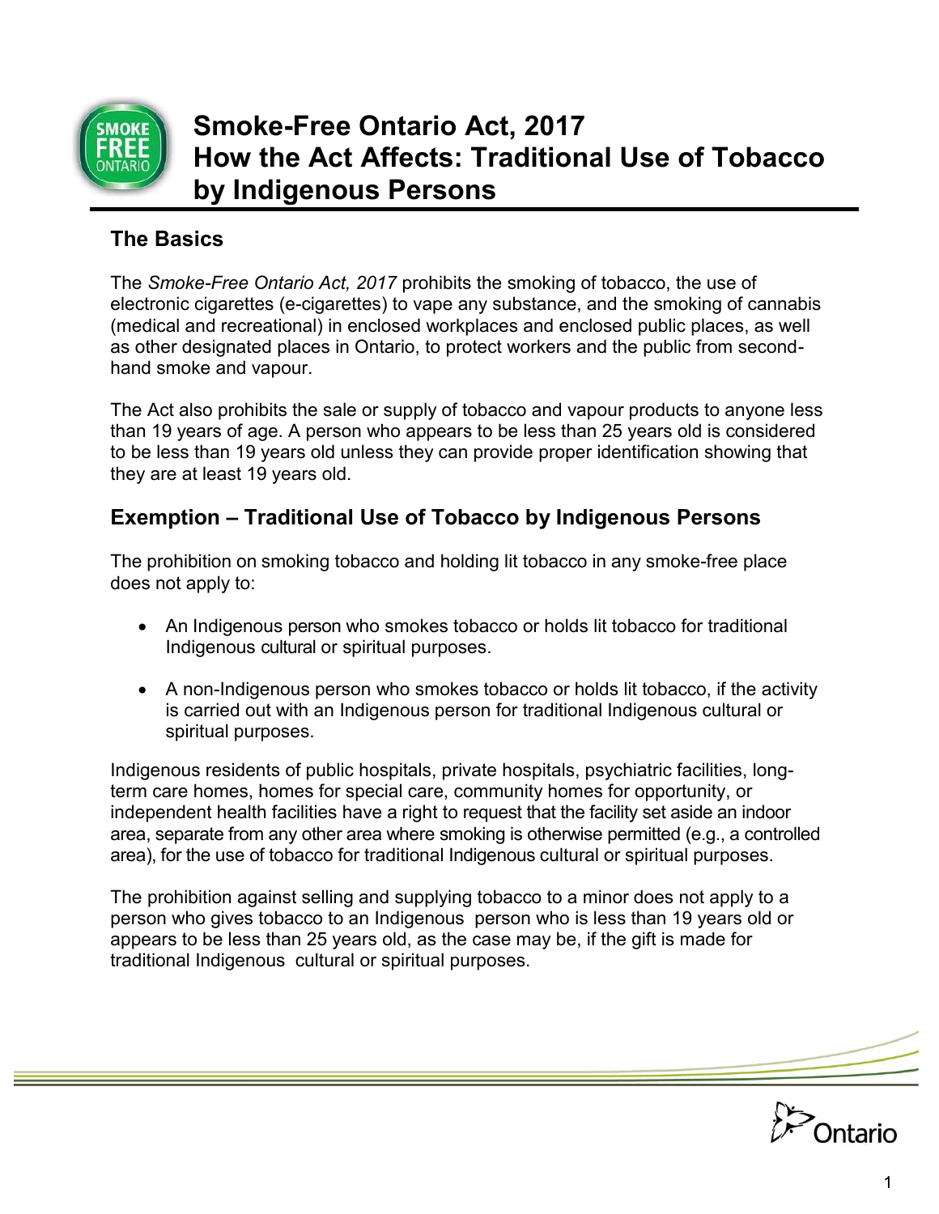# Smoke-Free Ontario Act, 2017
# How the Act Affects: Traditional Use of Tobacco by Indigenous Persons

## The Basics

The *Smoke-Free Ontario Act, 2017* prohibits the smoking of tobacco, the use of electronic cigarettes (e-cigarettes) to vape any substance, and the smoking of cannabis (medical and recreational) in enclosed workplaces and enclosed public places, as well as other designated places in Ontario, to protect workers and the public from second-hand smoke and vapour.

The Act also prohibits the sale or supply of tobacco and vapour products to anyone less than 19 years of age. A person who appears to be less than 25 years old is considered to be less than 19 years old unless they can provide proper identification showing that they are at least 19 years old.

## Exemption – Traditional Use of Tobacco by Indigenous Persons

The prohibition on smoking tobacco and holding lit tobacco in any smoke-free place does not apply to:

- An Indigenous person who smokes tobacco or holds lit tobacco for traditional Indigenous cultural or spiritual purposes.
- A non-Indigenous person who smokes tobacco or holds lit tobacco, if the activity is carried out with an Indigenous person for traditional Indigenous cultural or spiritual purposes.

Indigenous residents of public hospitals, private hospitals, psychiatric facilities, long-term care homes, homes for special care, community homes for opportunity, or independent health facilities have a right to request that the facility set aside an indoor area, separate from any other area where smoking is otherwise permitted (e.g., a controlled area), for the use of tobacco for traditional Indigenous cultural or spiritual purposes.

The prohibition against selling and supplying tobacco to a minor does not apply to a person who gives tobacco to an Indigenous person who is less than 19 years old or appears to be less than 25 years old, as the case may be, if the gift is made for traditional Indigenous cultural or spiritual purposes.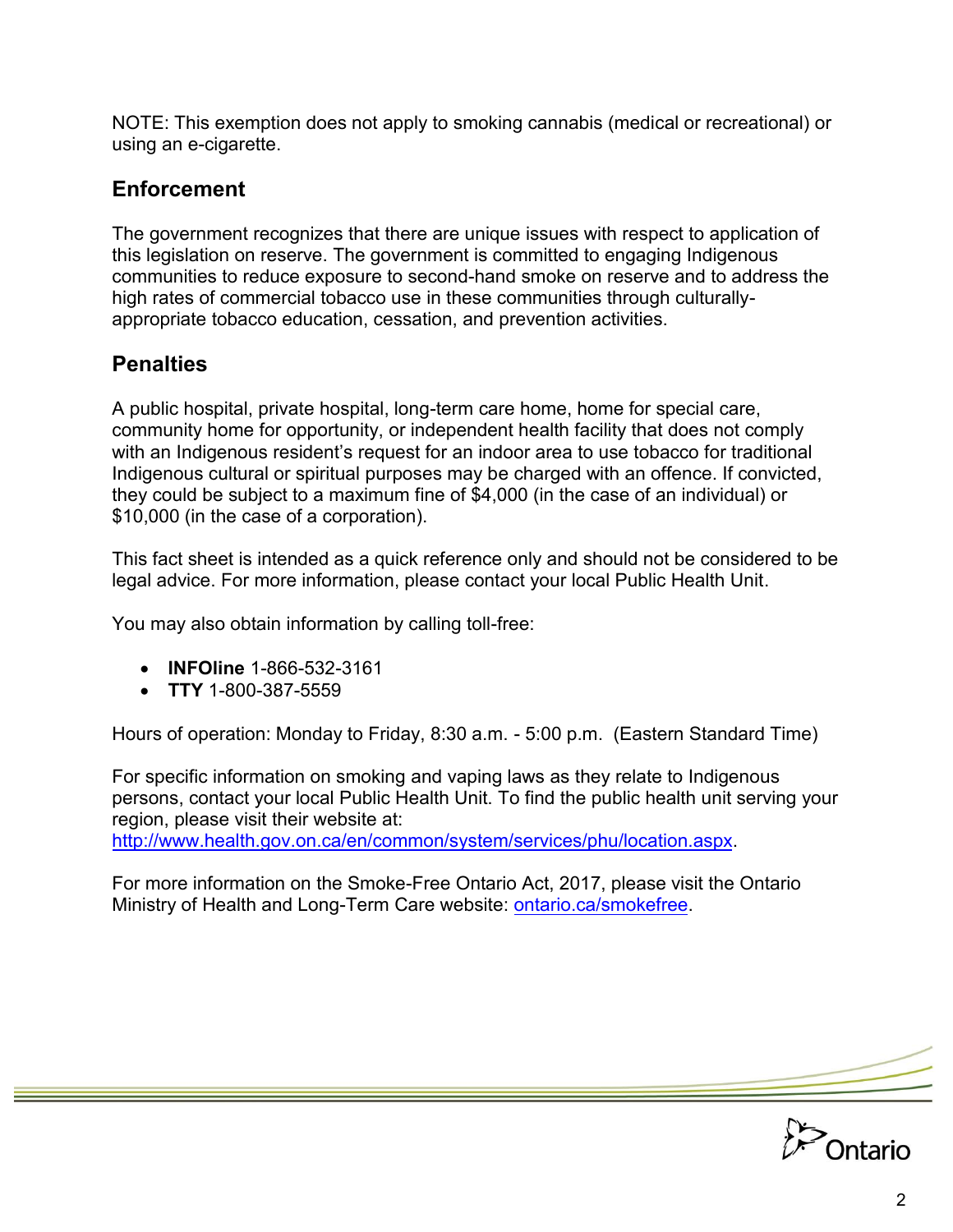NOTE: This exemption does not apply to smoking cannabis (medical or recreational) or using an e-cigarette.

## Enforcement

The government recognizes that there are unique issues with respect to application of this legislation on reserve. The government is committed to engaging Indigenous communities to reduce exposure to second-hand smoke on reserve and to address the high rates of commercial tobacco use in these communities through culturally-appropriate tobacco education, cessation, and prevention activities.

## Penalties

A public hospital, private hospital, long-term care home, home for special care, community home for opportunity, or independent health facility that does not comply with an Indigenous resident's request for an indoor area to use tobacco for traditional Indigenous cultural or spiritual purposes may be charged with an offence. If convicted, they could be subject to a maximum fine of $4,000 (in the case of an individual) or $10,000 (in the case of a corporation).

This fact sheet is intended as a quick reference only and should not be considered to be legal advice. For more information, please contact your local Public Health Unit.

You may also obtain information by calling toll-free:

- **INFOline** 1-866-532-3161
- **TTY** 1-800-387-5559

Hours of operation: Monday to Friday, 8:30 a.m. - 5:00 p.m. (Eastern Standard Time)

For specific information on smoking and vaping laws as they relate to Indigenous persons, contact your local Public Health Unit. To find the public health unit serving your region, please visit their website at: [http://www.health.gov.on.ca/en/common/system/services/phu/location.aspx](http://www.health.gov.on.ca/en/common/system/services/phu/location.aspx).

For more information on the Smoke-Free Ontario Act, 2017, please visit the Ontario Ministry of Health and Long-Term Care website: [ontario.ca/smokefree](ontario.ca/smokefree).

Ontario